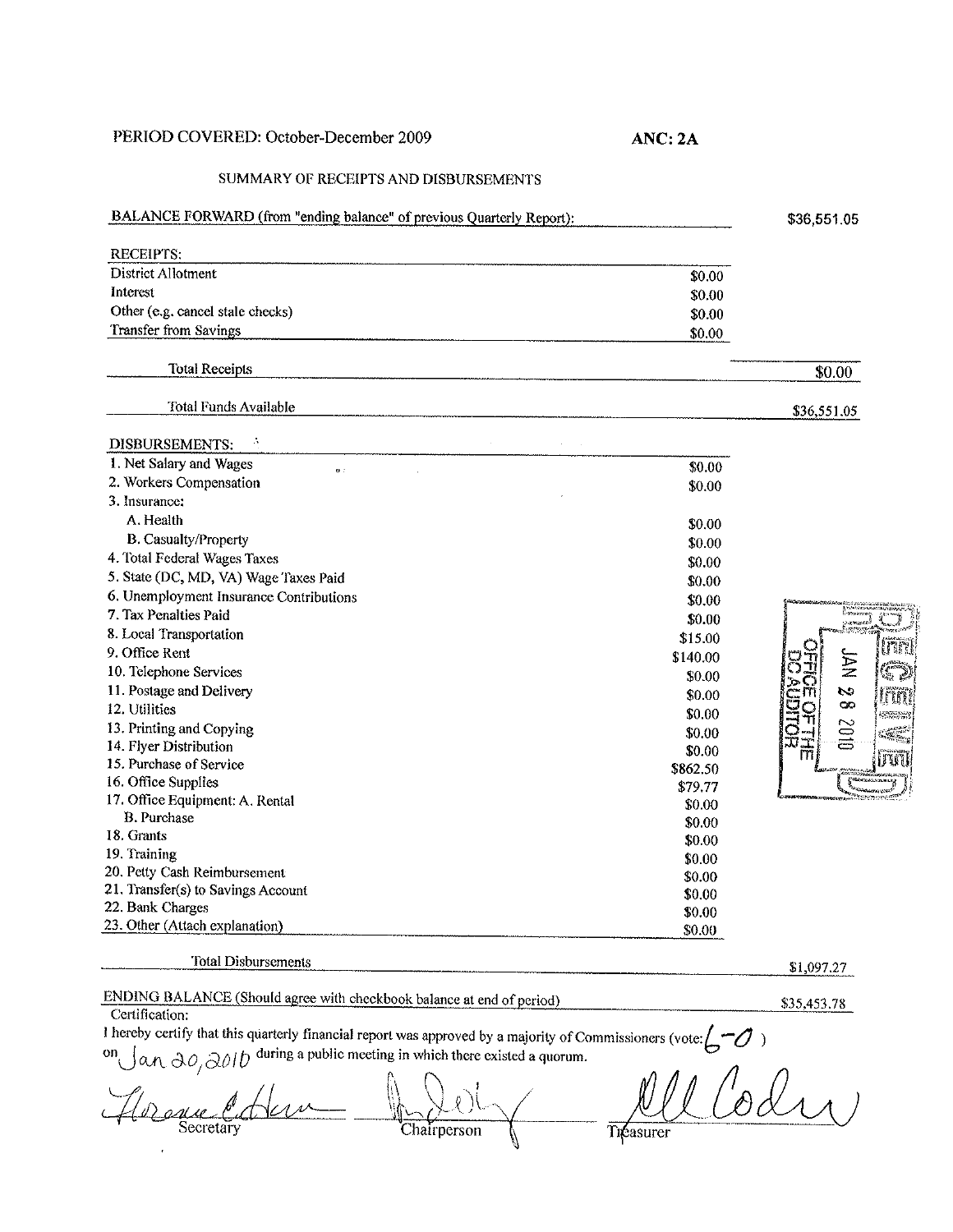PERIOD COVERED: October-December 2009

**ANC: 2A**

SUMMARY OF RECEIPTS AND DISBURSEMENTS

| | | |
|---|---|---|
| BALANCE FORWARD (from "ending balance" of previous Quarterly Report): | | $36,551.05 |
| **RECEIPTS:** | | |
| District Allotment | $0.00 | |
| Interest | $0.00 | |
| Other (e.g. cancel stale checks) | $0.00 | |
| Transfer from Savings | $0.00 | |
| Total Receipts | | $0.00 |
| Total Funds Available | | $36,551.05 |
| **DISBURSEMENTS:** | | |
| 1. Net Salary and Wages | $0.00 | |
| 2. Workers Compensation | $0.00 | |
| 3. Insurance: | | |
| A. Health | $0.00 | |
| B. Casualty/Property | $0.00 | |
| 4. Total Federal Wages Taxes | $0.00 | |
| 5. State (DC, MD, VA) Wage Taxes Paid | $0.00 | |
| 6. Unemployment Insurance Contributions | $0.00 | |
| 7. Tax Penalties Paid | $0.00 | |
| 8. Local Transportation | $15.00 | |
| 9. Office Rent | $140.00 | |
| 10. Telephone Services | $0.00 | |
| 11. Postage and Delivery | $0.00 | |
| 12. Utilities | $0.00 | |
| 13. Printing and Copying | $0.00 | |
| 14. Flyer Distribution | $0.00 | |
| 15. Purchase of Service | $862.50 | |
| 16. Office Supplies | $79.77 | |
| 17. Office Equipment: A. Rental | $0.00 | |
| B. Purchase | $0.00 | |
| 18. Grants | $0.00 | |
| 19. Training | $0.00 | |
| 20. Petty Cash Reimbursement | $0.00 | |
| 21. Transfer(s) to Savings Account | $0.00 | |
| 22. Bank Charges | $0.00 | |
| 23. Other (Attach explanation) | $0.00 | |
| Total Disbursements | | $1,097.27 |
| ENDING BALANCE (Should agree with checkbook balance at end of period) | | $35,453.78 |

RECEIVED JAN 28 2010 OFFICE OF THE DC AUDITOR

Certification:

I hereby certify that this quarterly financial report was approved by a majority of Commissioners (vote: 6-0) on Jan 20, 2010 during a public meeting in which there existed a quorum.

Secretary | Chairperson | Treasurer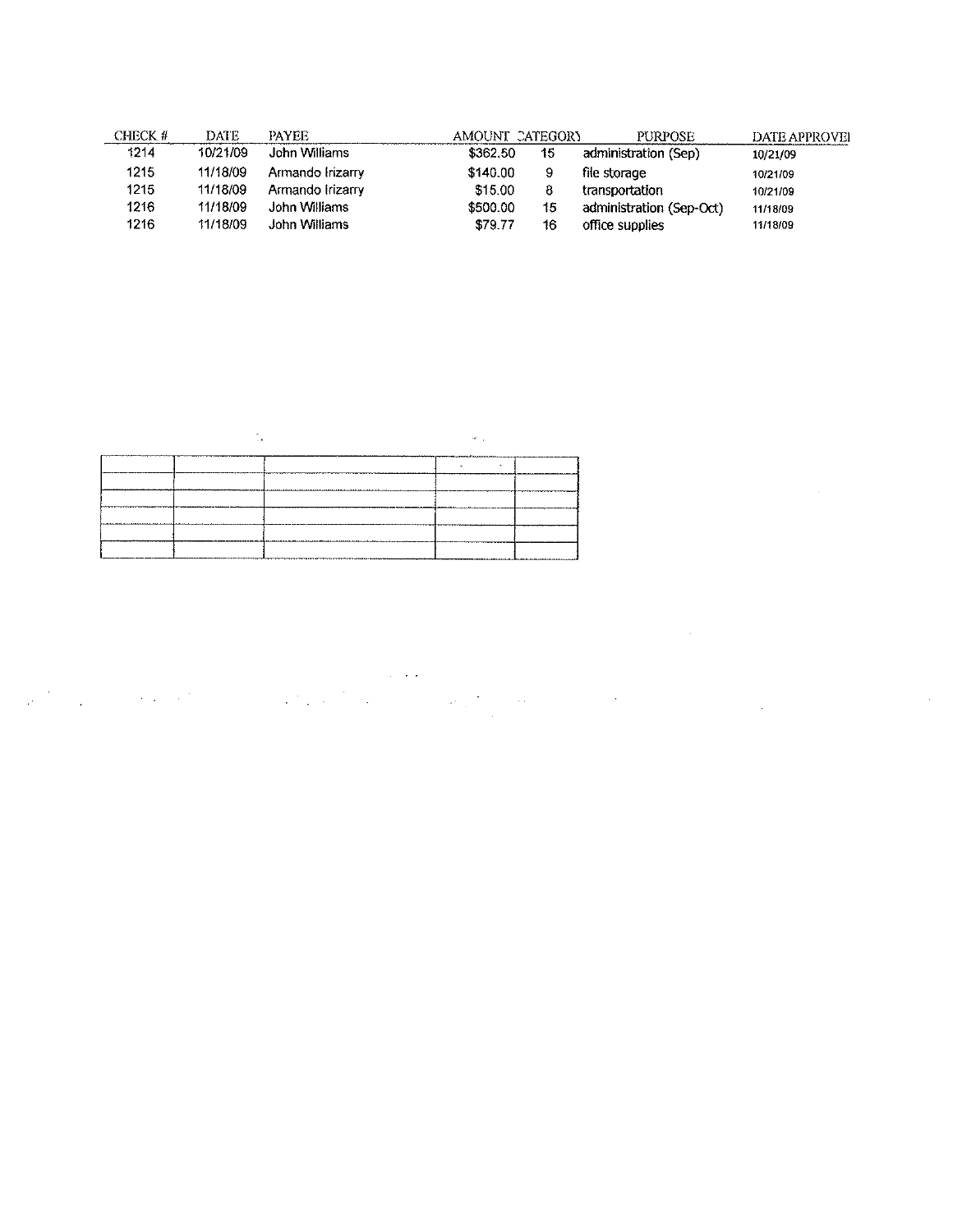| CHECK # | DATE | PAYEE | AMOUNT | CATEGORY | PURPOSE | DATE APPROVED |
|---|---|---|---|---|---|---|
| 1214 | 10/21/09 | John Williams | $362.50 | 15 | administration (Sep) | 10/21/09 |
| 1215 | 11/18/09 | Armando Irizarry | $140.00 | 9 | file storage | 10/21/09 |
| 1215 | 11/18/09 | Armando Irizarry | $15.00 | 8 | transportation | 10/21/09 |
| 1216 | 11/18/09 | John Williams | $500.00 | 15 | administration (Sep-Oct) | 11/18/09 |
| 1216 | 11/18/09 | John Williams | $79.77 | 16 | office supplies | 11/18/09 |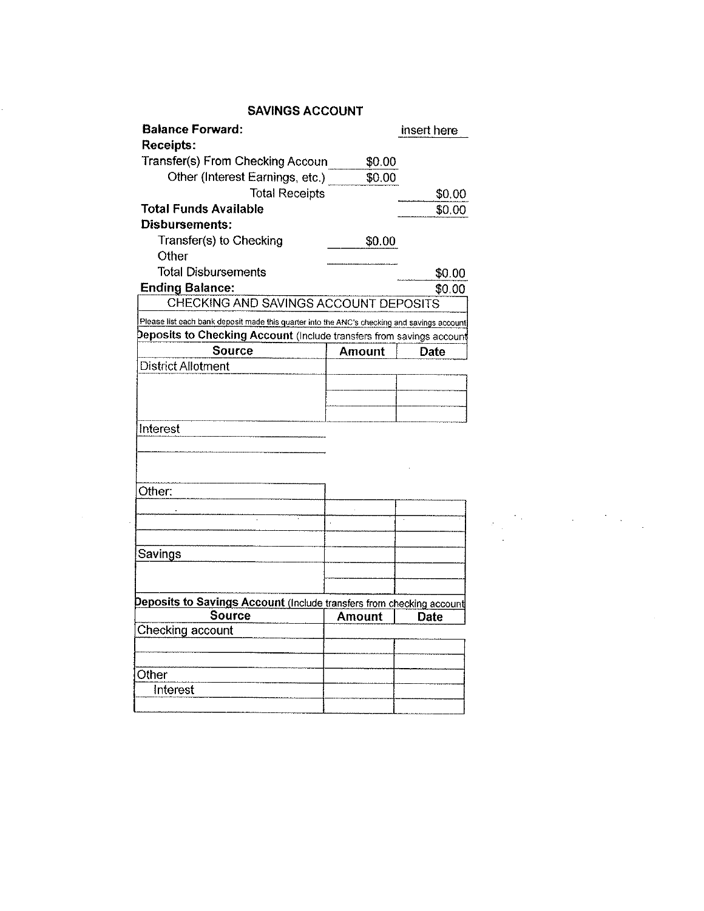## SAVINGS ACCOUNT

| | | |
|---|---|---|
| **Balance Forward:** | | insert here |
| **Receipts:** | | |
| Transfer(s) From Checking Accoun | $0.00 | |
| Other (Interest Earnings, etc.) | $0.00 | |
| Total Receipts | | $0.00 |
| **Total Funds Available** | | $0.00 |
| **Disbursements:** | | |
| Transfer(s) to Checking | $0.00 | |
| Other | | |
| Total Disbursements | | $0.00 |
| **Ending Balance:** | | $0.00 |

## CHECKING AND SAVINGS ACCOUNT DEPOSITS

Please list each bank deposit made this quarter into the ANC's checking and savings account

**Deposits to Checking Account** (Include transfers from savings account

| Source | Amount | Date |
|---|---|---|
| District Allotment | | |
| | | |
| | | |
| | | |
| Interest | | |
| | | |
| Other: | | |
| | | |
| | | |
| | | |
| Savings | | |
| | | |
| | | |

**Deposits to Savings Account** (Include transfers from checking account

| Source | Amount | Date |
|---|---|---|
| Checking account | | |
| | | |
| | | |
| Other | | |
| Interest | | |
| | | |